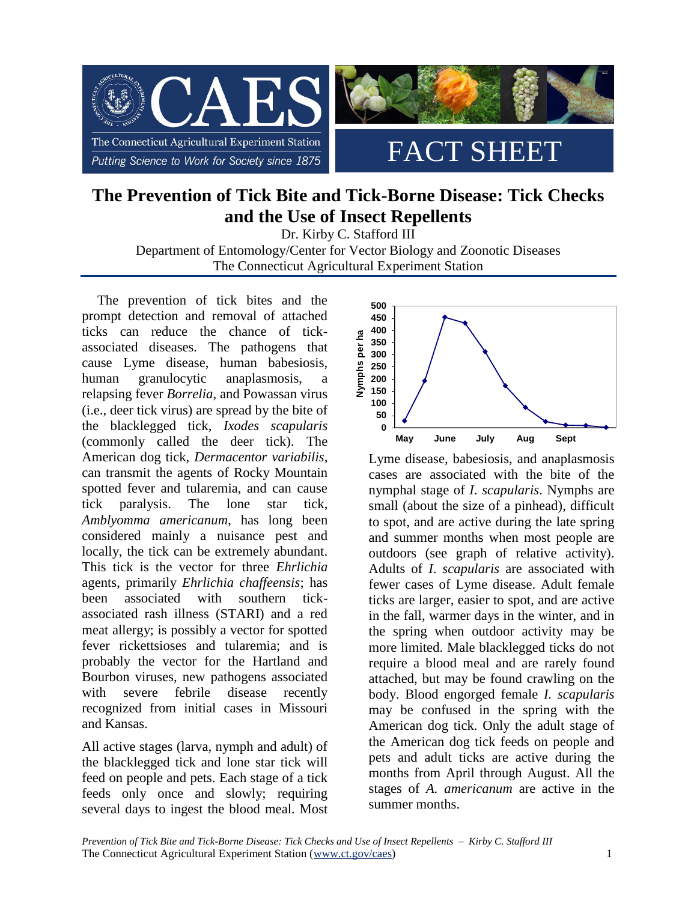# The Prevention of Tick Bite and Tick-Borne Disease: Tick Checks and the Use of Insect Repellents

Dr. Kirby C. Stafford III
Department of Entomology/Center for Vector Biology and Zoonotic Diseases
The Connecticut Agricultural Experiment Station

The prevention of tick bites and the prompt detection and removal of attached ticks can reduce the chance of tick-associated diseases. The pathogens that cause Lyme disease, human babesiosis, human granulocytic anaplasmosis, a relapsing fever *Borrelia*, and Powassan virus (i.e., deer tick virus) are spread by the bite of the blacklegged tick, *Ixodes scapularis* (commonly called the deer tick). The American dog tick, *Dermacentor variabilis*, can transmit the agents of Rocky Mountain spotted fever and tularemia, and can cause tick paralysis. The lone star tick, *Amblyomma americanum*, has long been considered mainly a nuisance pest and locally, the tick can be extremely abundant. This tick is the vector for three *Ehrlichia* agents, primarily *Ehrlichia chaffeensis*; has been associated with southern tick-associated rash illness (STARI) and a red meat allergy; is possibly a vector for spotted fever rickettsioses and tularemia; and is probably the vector for the Hartland and Bourbon viruses, new pathogens associated with severe febrile disease recently recognized from initial cases in Missouri and Kansas.

All active stages (larva, nymph and adult) of the blacklegged tick and lone star tick will feed on people and pets. Each stage of a tick feeds only once and slowly; requiring several days to ingest the blood meal. Most

Lyme disease, babesiosis, and anaplasmosis cases are associated with the bite of the nymphal stage of *I. scapularis*. Nymphs are small (about the size of a pinhead), difficult to spot, and are active during the late spring and summer months when most people are outdoors (see graph of relative activity). Adults of *I. scapularis* are associated with fewer cases of Lyme disease. Adult female ticks are larger, easier to spot, and are active in the fall, warmer days in the winter, and in the spring when outdoor activity may be more limited. Male blacklegged ticks do not require a blood meal and are rarely found attached, but may be found crawling on the body. Blood engorged female *I. scapularis* may be confused in the spring with the American dog tick. Only the adult stage of the American dog tick feeds on people and pets and adult ticks are active during the months from April through August. All the stages of *A. americanum* are active in the summer months.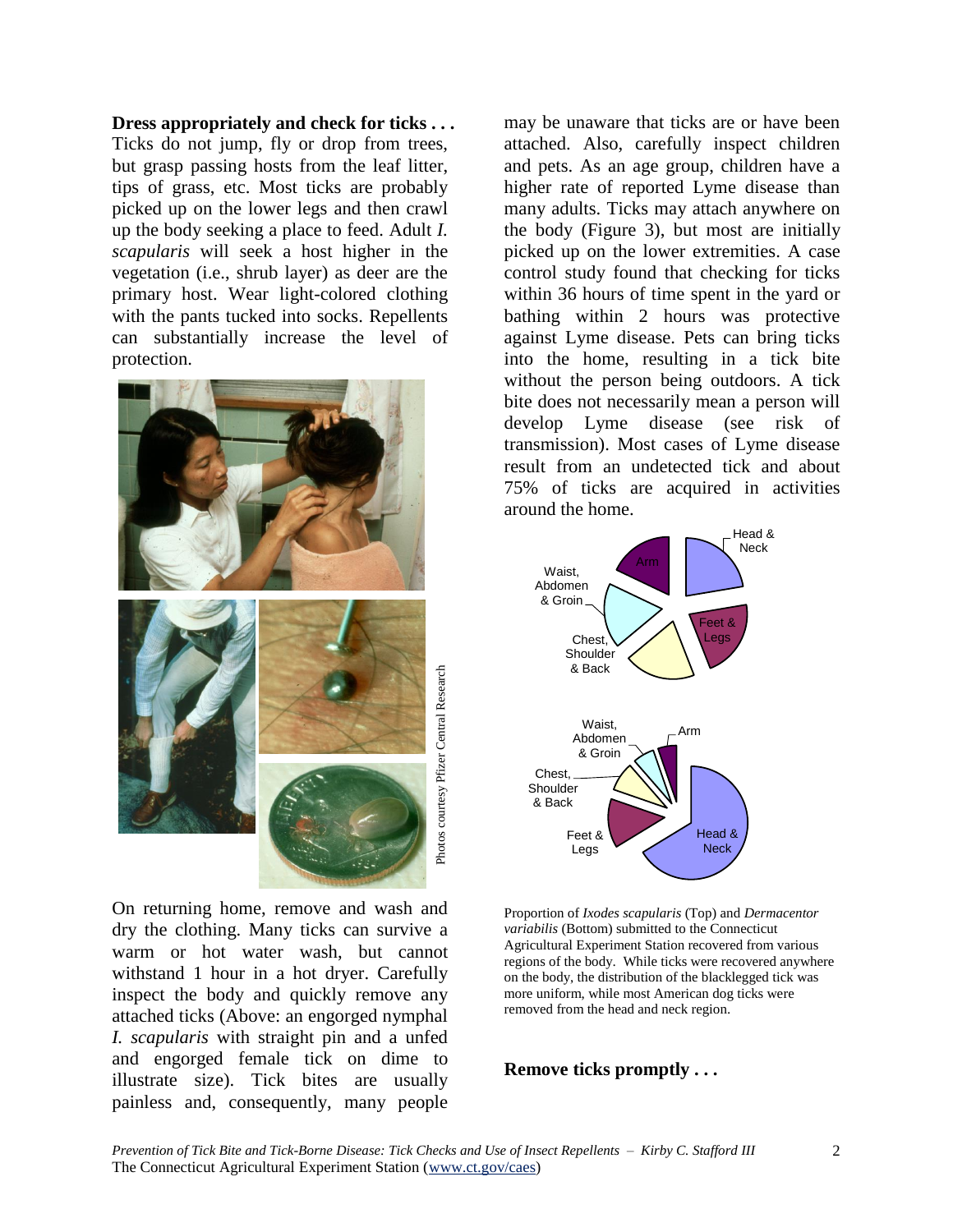**Dress appropriately and check for ticks . . .** Ticks do not jump, fly or drop from trees, but grasp passing hosts from the leaf litter, tips of grass, etc. Most ticks are probably picked up on the lower legs and then crawl up the body seeking a place to feed. Adult *I. scapularis* will seek a host higher in the vegetation (i.e., shrub layer) as deer are the primary host. Wear light-colored clothing with the pants tucked into socks. Repellents can substantially increase the level of protection.

Photos courtesy Pfizer Central Research

On returning home, remove and wash and dry the clothing. Many ticks can survive a warm or hot water wash, but cannot withstand 1 hour in a hot dryer. Carefully inspect the body and quickly remove any attached ticks (Above: an engorged nymphal *I. scapularis* with straight pin and a unfed and engorged female tick on dime to illustrate size). Tick bites are usually painless and, consequently, many people may be unaware that ticks are or have been attached. Also, carefully inspect children and pets. As an age group, children have a higher rate of reported Lyme disease than many adults. Ticks may attach anywhere on the body (Figure 3), but most are initially picked up on the lower extremities. A case control study found that checking for ticks within 36 hours of time spent in the yard or bathing within 2 hours was protective against Lyme disease. Pets can bring ticks into the home, resulting in a tick bite without the person being outdoors. A tick bite does not necessarily mean a person will develop Lyme disease (see risk of transmission). Most cases of Lyme disease result from an undetected tick and about 75% of ticks are acquired in activities around the home.

Proportion of *Ixodes scapularis* (Top) and *Dermacentor variabilis* (Bottom) submitted to the Connecticut Agricultural Experiment Station recovered from various regions of the body. While ticks were recovered anywhere on the body, the distribution of the blacklegged tick was more uniform, while most American dog ticks were removed from the head and neck region.

**Remove ticks promptly . . .**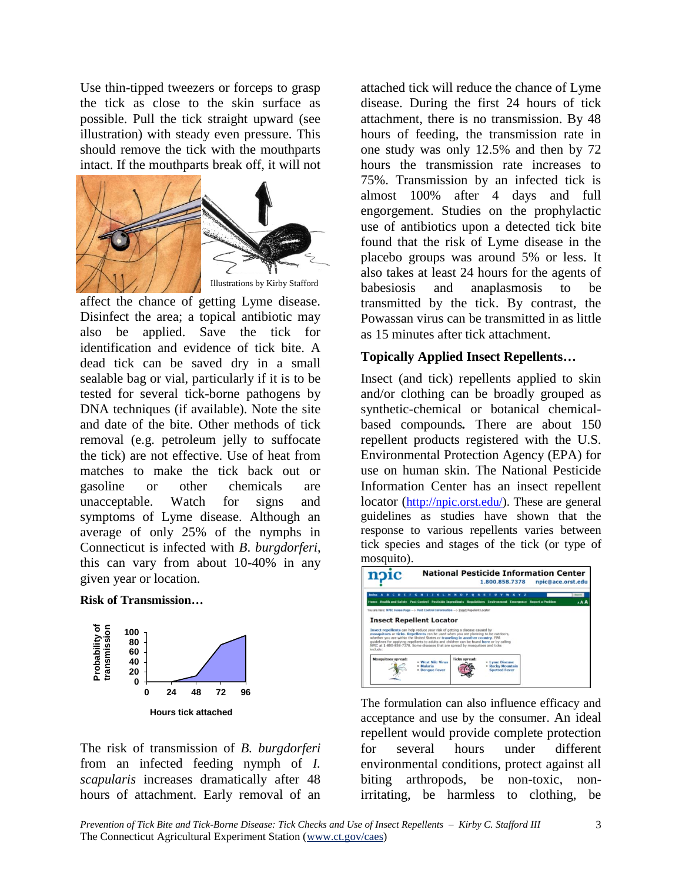Use thin-tipped tweezers or forceps to grasp the tick as close to the skin surface as possible. Pull the tick straight upward (see illustration) with steady even pressure. This should remove the tick with the mouthparts intact. If the mouthparts break off, it will not affect the chance of getting Lyme disease. Disinfect the area; a topical antibiotic may also be applied. Save the tick for identification and evidence of tick bite. A dead tick can be saved dry in a small sealable bag or vial, particularly if it is to be tested for several tick-borne pathogens by DNA techniques (if available). Note the site and date of the bite. Other methods of tick removal (e.g. petroleum jelly to suffocate the tick) are not effective. Use of heat from matches to make the tick back out or gasoline or other chemicals are unacceptable. Watch for signs and symptoms of Lyme disease. Although an average of only 25% of the nymphs in Connecticut is infected with *B. burgdorferi*, this can vary from about 10-40% in any given year or location.

Illustrations by Kirby Stafford

**Risk of Transmission…**

The risk of transmission of *B. burgdorferi* from an infected feeding nymph of *I. scapularis* increases dramatically after 48 hours of attachment. Early removal of an attached tick will reduce the chance of Lyme disease. During the first 24 hours of tick attachment, there is no transmission. By 48 hours of feeding, the transmission rate in one study was only 12.5% and then by 72 hours the transmission rate increases to 75%. Transmission by an infected tick is almost 100% after 4 days and full engorgement. Studies on the prophylactic use of antibiotics upon a detected tick bite found that the risk of Lyme disease in the placebo groups was around 5% or less. It also takes at least 24 hours for the agents of babesiosis and anaplasmosis to be transmitted by the tick. By contrast, the Powassan virus can be transmitted in as little as 15 minutes after tick attachment.

**Topically Applied Insect Repellents…**

Insect (and tick) repellents applied to skin and/or clothing can be broadly grouped as synthetic-chemical or botanical chemical-based compounds**.** There are about 150 repellent products registered with the U.S. Environmental Protection Agency (EPA) for use on human skin. The National Pesticide Information Center has an insect repellent locator (http://npic.orst.edu/). These are general guidelines as studies have shown that the response to various repellents varies between tick species and stages of the tick (or type of mosquito).

The formulation can also influence efficacy and acceptance and use by the consumer. An ideal repellent would provide complete protection for several hours under different environmental conditions, protect against all biting arthropods, be non-toxic, non-irritating, be harmless to clothing, be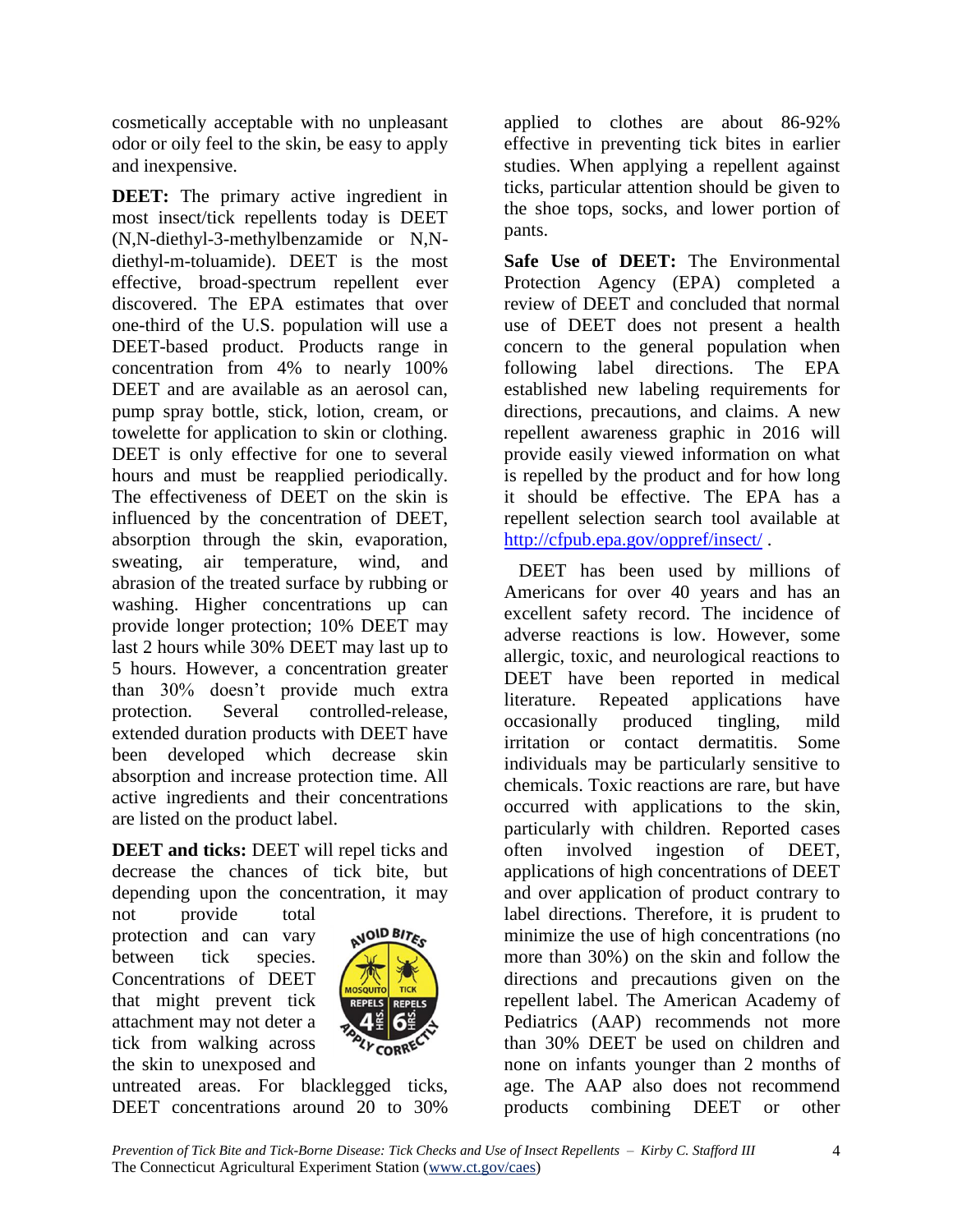cosmetically acceptable with no unpleasant odor or oily feel to the skin, be easy to apply and inexpensive.

**DEET:** The primary active ingredient in most insect/tick repellents today is DEET (N,N-diethyl-3-methylbenzamide or N,N-diethyl-m-toluamide). DEET is the most effective, broad-spectrum repellent ever discovered. The EPA estimates that over one-third of the U.S. population will use a DEET-based product. Products range in concentration from 4% to nearly 100% DEET and are available as an aerosol can, pump spray bottle, stick, lotion, cream, or towelette for application to skin or clothing. DEET is only effective for one to several hours and must be reapplied periodically. The effectiveness of DEET on the skin is influenced by the concentration of DEET, absorption through the skin, evaporation, sweating, air temperature, wind, and abrasion of the treated surface by rubbing or washing. Higher concentrations up can provide longer protection; 10% DEET may last 2 hours while 30% DEET may last up to 5 hours. However, a concentration greater than 30% doesn't provide much extra protection. Several controlled-release, extended duration products with DEET have been developed which decrease skin absorption and increase protection time. All active ingredients and their concentrations are listed on the product label.

**DEET and ticks:** DEET will repel ticks and decrease the chances of tick bite, but depending upon the concentration, it may not provide total protection and can vary between tick species. Concentrations of DEET that might prevent tick attachment may not deter a tick from walking across the skin to unexposed and untreated areas. For blacklegged ticks, DEET concentrations around 20 to 30% applied to clothes are about 86-92% effective in preventing tick bites in earlier studies. When applying a repellent against ticks, particular attention should be given to the shoe tops, socks, and lower portion of pants.

**Safe Use of DEET:** The Environmental Protection Agency (EPA) completed a review of DEET and concluded that normal use of DEET does not present a health concern to the general population when following label directions. The EPA established new labeling requirements for directions, precautions, and claims. A new repellent awareness graphic in 2016 will provide easily viewed information on what is repelled by the product and for how long it should be effective. The EPA has a repellent selection search tool available at http://cfpub.epa.gov/oppref/insect/ .

DEET has been used by millions of Americans for over 40 years and has an excellent safety record. The incidence of adverse reactions is low. However, some allergic, toxic, and neurological reactions to DEET have been reported in medical literature. Repeated applications have occasionally produced tingling, mild irritation or contact dermatitis. Some individuals may be particularly sensitive to chemicals. Toxic reactions are rare, but have occurred with applications to the skin, particularly with children. Reported cases often involved ingestion of DEET, applications of high concentrations of DEET and over application of product contrary to label directions. Therefore, it is prudent to minimize the use of high concentrations (no more than 30%) on the skin and follow the directions and precautions given on the repellent label. The American Academy of Pediatrics (AAP) recommends not more than 30% DEET be used on children and none on infants younger than 2 months of age. The AAP also does not recommend products combining DEET or other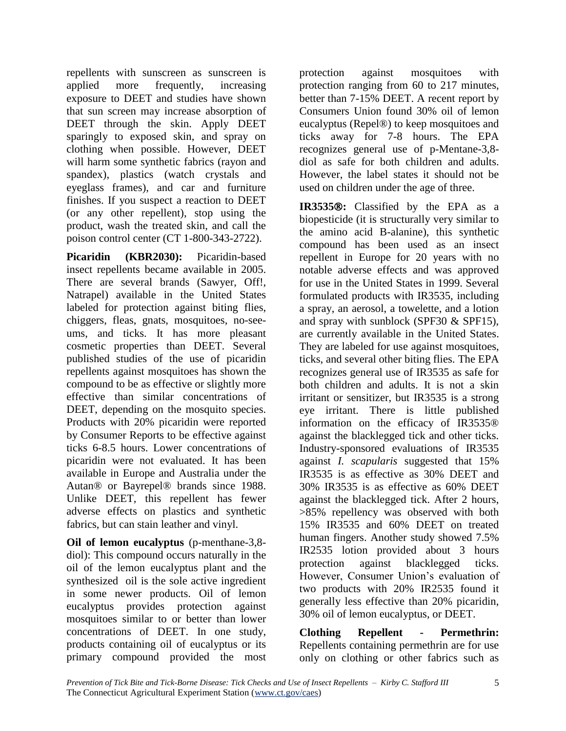repellents with sunscreen as sunscreen is applied more frequently, increasing exposure to DEET and studies have shown that sun screen may increase absorption of DEET through the skin. Apply DEET sparingly to exposed skin, and spray on clothing when possible. However, DEET will harm some synthetic fabrics (rayon and spandex), plastics (watch crystals and eyeglass frames), and car and furniture finishes. If you suspect a reaction to DEET (or any other repellent), stop using the product, wash the treated skin, and call the poison control center (CT 1-800-343-2722).

**Picaridin (KBR2030):** Picaridin-based insect repellents became available in 2005. There are several brands (Sawyer, Off!, Natrapel) available in the United States labeled for protection against biting flies, chiggers, fleas, gnats, mosquitoes, no-see-ums, and ticks. It has more pleasant cosmetic properties than DEET. Several published studies of the use of picaridin repellents against mosquitoes has shown the compound to be as effective or slightly more effective than similar concentrations of DEET, depending on the mosquito species. Products with 20% picaridin were reported by Consumer Reports to be effective against ticks 6-8.5 hours. Lower concentrations of picaridin were not evaluated. It has been available in Europe and Australia under the Autan® or Bayrepel® brands since 1988. Unlike DEET, this repellent has fewer adverse effects on plastics and synthetic fabrics, but can stain leather and vinyl.

**Oil of lemon eucalyptus** (p-menthane-3,8-diol): This compound occurs naturally in the oil of the lemon eucalyptus plant and the synthesized oil is the sole active ingredient in some newer products. Oil of lemon eucalyptus provides protection against mosquitoes similar to or better than lower concentrations of DEET. In one study, products containing oil of eucalyptus or its primary compound provided the most protection against mosquitoes with protection ranging from 60 to 217 minutes, better than 7-15% DEET. A recent report by Consumers Union found 30% oil of lemon eucalyptus (Repel®) to keep mosquitoes and ticks away for 7-8 hours. The EPA recognizes general use of p-Mentane-3,8-diol as safe for both children and adults. However, the label states it should not be used on children under the age of three.

**IR3535®:** Classified by the EPA as a biopesticide (it is structurally very similar to the amino acid B-alanine), this synthetic compound has been used as an insect repellent in Europe for 20 years with no notable adverse effects and was approved for use in the United States in 1999. Several formulated products with IR3535, including a spray, an aerosol, a towelette, and a lotion and spray with sunblock (SPF30 & SPF15), are currently available in the United States. They are labeled for use against mosquitoes, ticks, and several other biting flies. The EPA recognizes general use of IR3535 as safe for both children and adults. It is not a skin irritant or sensitizer, but IR3535 is a strong eye irritant. There is little published information on the efficacy of IR3535® against the blacklegged tick and other ticks. Industry-sponsored evaluations of IR3535 against *I. scapularis* suggested that 15% IR3535 is as effective as 30% DEET and 30% IR3535 is as effective as 60% DEET against the blacklegged tick. After 2 hours, >85% repellency was observed with both 15% IR3535 and 60% DEET on treated human fingers. Another study showed 7.5% IR2535 lotion provided about 3 hours protection against blacklegged ticks. However, Consumer Union's evaluation of two products with 20% IR2535 found it generally less effective than 20% picaridin, 30% oil of lemon eucalyptus, or DEET.

**Clothing Repellent - Permethrin:** Repellents containing permethrin are for use only on clothing or other fabrics such as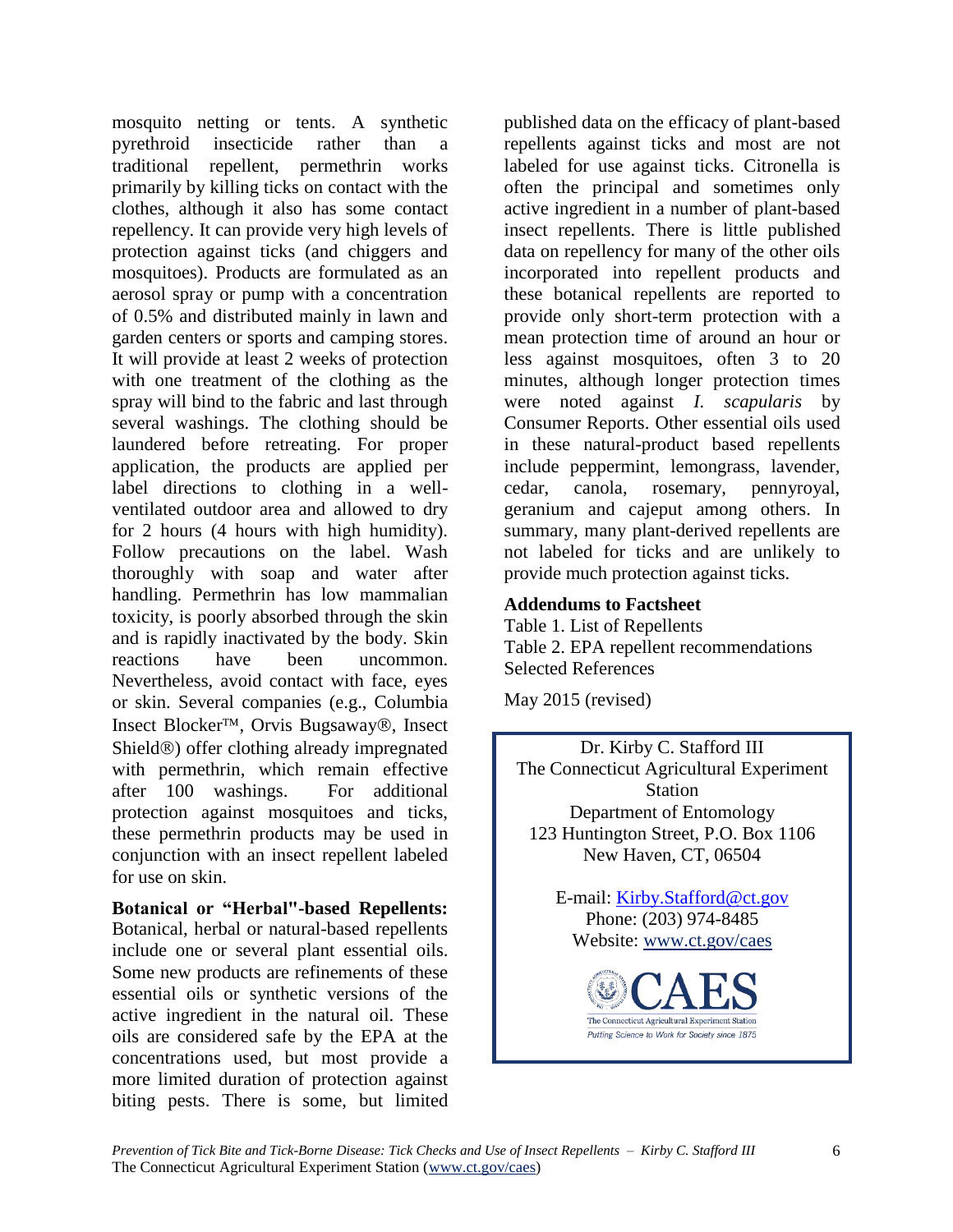mosquito netting or tents. A synthetic pyrethroid insecticide rather than a traditional repellent, permethrin works primarily by killing ticks on contact with the clothes, although it also has some contact repellency. It can provide very high levels of protection against ticks (and chiggers and mosquitoes). Products are formulated as an aerosol spray or pump with a concentration of 0.5% and distributed mainly in lawn and garden centers or sports and camping stores. It will provide at least 2 weeks of protection with one treatment of the clothing as the spray will bind to the fabric and last through several washings. The clothing should be laundered before retreating. For proper application, the products are applied per label directions to clothing in a well-ventilated outdoor area and allowed to dry for 2 hours (4 hours with high humidity). Follow precautions on the label. Wash thoroughly with soap and water after handling. Permethrin has low mammalian toxicity, is poorly absorbed through the skin and is rapidly inactivated by the body. Skin reactions have been uncommon. Nevertheless, avoid contact with face, eyes or skin. Several companies (e.g., Columbia Insect Blocker™, Orvis Bugsaway®, Insect Shield®) offer clothing already impregnated with permethrin, which remain effective after 100 washings. For additional protection against mosquitoes and ticks, these permethrin products may be used in conjunction with an insect repellent labeled for use on skin.

**Botanical or "Herbal"-based Repellents:** Botanical, herbal or natural-based repellents include one or several plant essential oils. Some new products are refinements of these essential oils or synthetic versions of the active ingredient in the natural oil. These oils are considered safe by the EPA at the concentrations used, but most provide a more limited duration of protection against biting pests. There is some, but limited published data on the efficacy of plant-based repellents against ticks and most are not labeled for use against ticks. Citronella is often the principal and sometimes only active ingredient in a number of plant-based insect repellents. There is little published data on repellency for many of the other oils incorporated into repellent products and these botanical repellents are reported to provide only short-term protection with a mean protection time of around an hour or less against mosquitoes, often 3 to 20 minutes, although longer protection times were noted against *I. scapularis* by Consumer Reports. Other essential oils used in these natural-product based repellents include peppermint, lemongrass, lavender, cedar, canola, rosemary, pennyroyal, geranium and cajeput among others. In summary, many plant-derived repellents are not labeled for ticks and are unlikely to provide much protection against ticks.

**Addendums to Factsheet**

Table 1. List of Repellents
Table 2. EPA repellent recommendations
Selected References

May 2015 (revised)

Dr. Kirby C. Stafford III
The Connecticut Agricultural Experiment Station
Department of Entomology
123 Huntington Street, P.O. Box 1106
New Haven, CT, 06504

E-mail: Kirby.Stafford@ct.gov
Phone: (203) 974-8485
Website: www.ct.gov/caes

CAES
The Connecticut Agricultural Experiment Station
Putting Science to Work for Society since 1875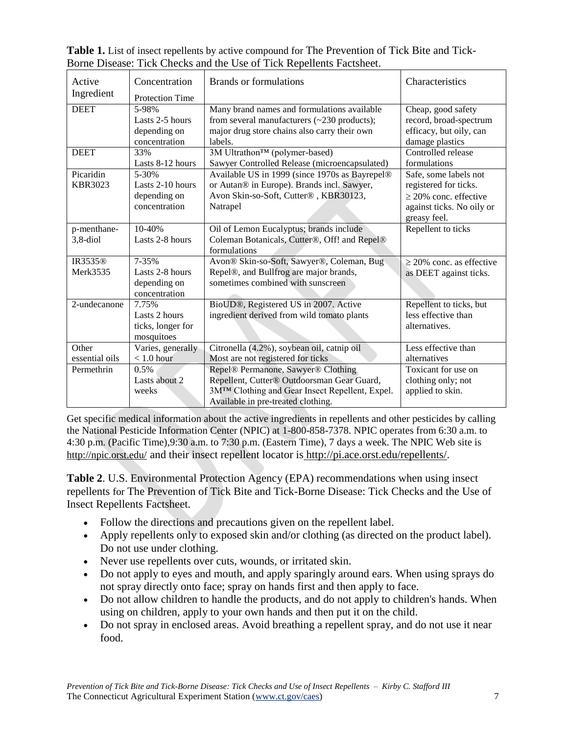**Table 1.** List of insect repellents by active compound for The Prevention of Tick Bite and Tick-Borne Disease: Tick Checks and the Use of Tick Repellents Factsheet.

| Active Ingredient | Concentration Protection Time | Brands or formulations | Characteristics |
|---|---|---|---|
| DEET | 5-98% Lasts 2-5 hours depending on concentration | Many brand names and formulations available from several manufacturers (~230 products); major drug store chains also carry their own labels. | Cheap, good safety record, broad-spectrum efficacy, but oily, can damage plastics |
| DEET | 33% Lasts 8-12 hours | 3M Ultrathon™ (polymer-based) Sawyer Controlled Release (microencapsulated) | Controlled release formulations |
| Picaridin KBR3023 | 5-30% Lasts 2-10 hours depending on concentration | Available US in 1999 (since 1970s as Bayrepel® or Autan® in Europe). Brands incl. Sawyer, Avon Skin-so-Soft, Cutter® , KBR30123, Natrapel | Safe, some labels not registered for ticks. ≥ 20% conc. effective against ticks. No oily or greasy feel. |
| p-menthane-3,8-diol | 10-40% Lasts 2-8 hours | Oil of Lemon Eucalyptus; brands include Coleman Botanicals, Cutter®, Off! and Repel® formulations | Repellent to ticks |
| IR3535® Merk3535 | 7-35% Lasts 2-8 hours depending on concentration | Avon® Skin-so-Soft, Sawyer®, Coleman, Bug Repel®, and Bullfrog are major brands, sometimes combined with sunscreen | ≥ 20% conc. as effective as DEET against ticks. |
| 2-undecanone | 7.75% Lasts 2 hours ticks, longer for mosquitoes | BioUD®, Registered US in 2007. Active ingredient derived from wild tomato plants | Repellent to ticks, but less effective than alternatives. |
| Other essential oils | Varies, generally < 1.0 hour | Citronella (4.2%), soybean oil, catnip oil Most are not registered for ticks | Less effective than alternatives |
| Permethrin | 0.5% Lasts about 2 weeks | Repel® Permanone, Sawyer® Clothing Repellent, Cutter® Outdoorsman Gear Guard, 3M™ Clothing and Gear Insect Repellent, Expel. Available in pre-treated clothing. | Toxicant for use on clothing only; not applied to skin. |

Get specific medical information about the active ingredients in repellents and other pesticides by calling the National Pesticide Information Center (NPIC) at 1-800-858-7378. NPIC operates from 6:30 a.m. to 4:30 p.m. (Pacific Time),9:30 a.m. to 7:30 p.m. (Eastern Time), 7 days a week. The NPIC Web site is http://npic.orst.edu/ and their insect repellent locator is http://pi.ace.orst.edu/repellents/.

**Table 2**. U.S. Environmental Protection Agency (EPA) recommendations when using insect repellents for The Prevention of Tick Bite and Tick-Borne Disease: Tick Checks and the Use of Insect Repellents Factsheet.

- Follow the directions and precautions given on the repellent label.
- Apply repellents only to exposed skin and/or clothing (as directed on the product label). Do not use under clothing.
- Never use repellents over cuts, wounds, or irritated skin.
- Do not apply to eyes and mouth, and apply sparingly around ears. When using sprays do not spray directly onto face; spray on hands first and then apply to face.
- Do not allow children to handle the products, and do not apply to children's hands. When using on children, apply to your own hands and then put it on the child.
- Do not spray in enclosed areas. Avoid breathing a repellent spray, and do not use it near food.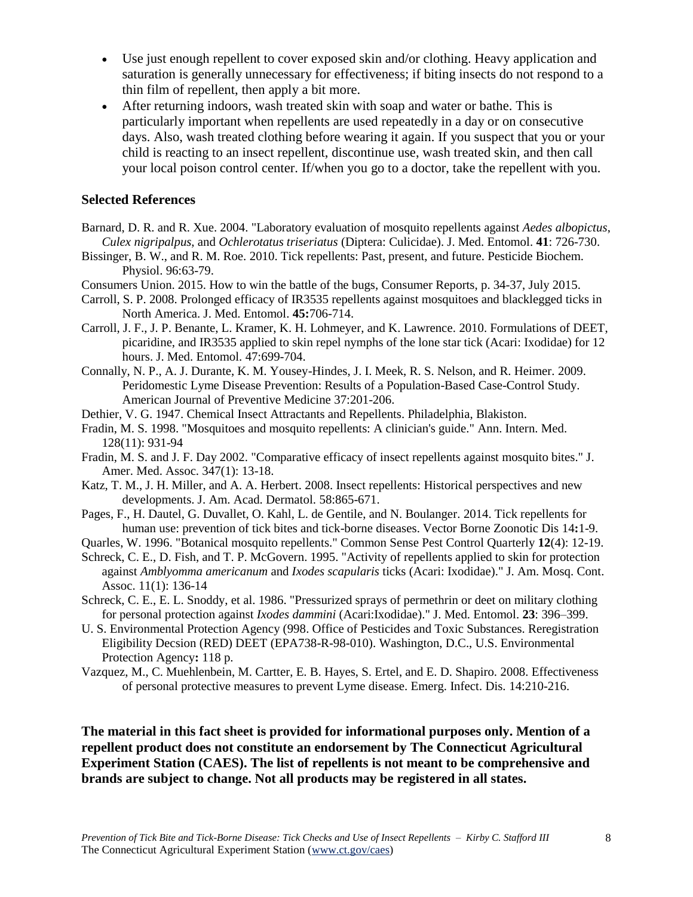- Use just enough repellent to cover exposed skin and/or clothing. Heavy application and saturation is generally unnecessary for effectiveness; if biting insects do not respond to a thin film of repellent, then apply a bit more.
- After returning indoors, wash treated skin with soap and water or bathe. This is particularly important when repellents are used repeatedly in a day or on consecutive days. Also, wash treated clothing before wearing it again. If you suspect that you or your child is reacting to an insect repellent, discontinue use, wash treated skin, and then call your local poison control center. If/when you go to a doctor, take the repellent with you.

### Selected References

Barnard, D. R. and R. Xue. 2004. "Laboratory evaluation of mosquito repellents against *Aedes albopictus*, *Culex nigripalpus*, and *Ochlerotatus triseriatus* (Diptera: Culicidae). J. Med. Entomol. **41**: 726-730.

Bissinger, B. W., and R. M. Roe. 2010. Tick repellents: Past, present, and future. Pesticide Biochem. Physiol. 96:63-79.

Consumers Union. 2015. How to win the battle of the bugs, Consumer Reports, p. 34-37, July 2015.

Carroll, S. P. 2008. Prolonged efficacy of IR3535 repellents against mosquitoes and blacklegged ticks in North America. J. Med. Entomol. **45:**706-714.

Carroll, J. F., J. P. Benante, L. Kramer, K. H. Lohmeyer, and K. Lawrence. 2010. Formulations of DEET, picaridine, and IR3535 applied to skin repel nymphs of the lone star tick (Acari: Ixodidae) for 12 hours. J. Med. Entomol. 47:699-704.

Connally, N. P., A. J. Durante, K. M. Yousey-Hindes, J. I. Meek, R. S. Nelson, and R. Heimer. 2009. Peridomestic Lyme Disease Prevention: Results of a Population-Based Case-Control Study. American Journal of Preventive Medicine 37:201-206.

Dethier, V. G. 1947. Chemical Insect Attractants and Repellents. Philadelphia, Blakiston.

Fradin, M. S. 1998. "Mosquitoes and mosquito repellents: A clinician's guide." Ann. Intern. Med. 128(11): 931-94

Fradin, M. S. and J. F. Day 2002. "Comparative efficacy of insect repellents against mosquito bites." J. Amer. Med. Assoc. 347(1): 13-18.

Katz, T. M., J. H. Miller, and A. A. Herbert. 2008. Insect repellents: Historical perspectives and new developments. J. Am. Acad. Dermatol. 58:865-671.

Pages, F., H. Dautel, G. Duvallet, O. Kahl, L. de Gentile, and N. Boulanger. 2014. Tick repellents for human use: prevention of tick bites and tick-borne diseases. Vector Borne Zoonotic Dis 14**:**1-9.

Quarles, W. 1996. "Botanical mosquito repellents." Common Sense Pest Control Quarterly **12**(4): 12-19.

Schreck, C. E., D. Fish, and T. P. McGovern. 1995. "Activity of repellents applied to skin for protection against *Amblyomma americanum* and *Ixodes scapularis* ticks (Acari: Ixodidae)." J. Am. Mosq. Cont. Assoc. 11(1): 136-14

Schreck, C. E., E. L. Snoddy, et al. 1986. "Pressurized sprays of permethrin or deet on military clothing for personal protection against *Ixodes dammini* (Acari:Ixodidae)." J. Med. Entomol. **23**: 396–399.

U. S. Environmental Protection Agency (998. Office of Pesticides and Toxic Substances. Reregistration Eligibility Decsion (RED) DEET (EPA738-R-98-010). Washington, D.C., U.S. Environmental Protection Agency**:** 118 p.

Vazquez, M., C. Muehlenbein, M. Cartter, E. B. Hayes, S. Ertel, and E. D. Shapiro. 2008. Effectiveness of personal protective measures to prevent Lyme disease. Emerg. Infect. Dis. 14:210-216.

**The material in this fact sheet is provided for informational purposes only. Mention of a repellent product does not constitute an endorsement by The Connecticut Agricultural Experiment Station (CAES). The list of repellents is not meant to be comprehensive and brands are subject to change. Not all products may be registered in all states.**